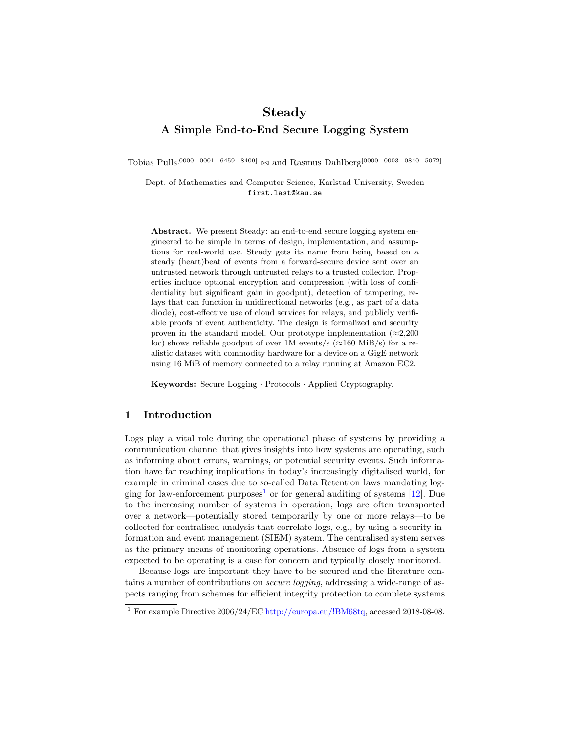# Steady

## A Simple End-to-End Secure Logging System

Tobias Pulls[0000−0001−6459−8409] ✉ and Rasmus Dahlberg[0000−0003−0840−5072]

Dept. of Mathematics and Computer Science, Karlstad University, Sweden
first.last@kau.se

**Abstract.** We present Steady: an end-to-end secure logging system engineered to be simple in terms of design, implementation, and assumptions for real-world use. Steady gets its name from being based on a steady (heart)beat of events from a forward-secure device sent over an untrusted network through untrusted relays to a trusted collector. Properties include optional encryption and compression (with loss of confidentiality but significant gain in goodput), detection of tampering, relays that can function in unidirectional networks (e.g., as part of a data diode), cost-effective use of cloud services for relays, and publicly verifiable proofs of event authenticity. The design is formalized and security proven in the standard model. Our prototype implementation (≈2,200 loc) shows reliable goodput of over 1M events/s (≈160 MiB/s) for a realistic dataset with commodity hardware for a device on a GigE network using 16 MiB of memory connected to a relay running at Amazon EC2.

**Keywords:** Secure Logging · Protocols · Applied Cryptography.

## 1 Introduction

Logs play a vital role during the operational phase of systems by providing a communication channel that gives insights into how systems are operating, such as informing about errors, warnings, or potential security events. Such information have far reaching implications in today's increasingly digitalised world, for example in criminal cases due to so-called Data Retention laws mandating logging for law-enforcement purposes[1] or for general auditing of systems [12]. Due to the increasing number of systems in operation, logs are often transported over a network—potentially stored temporarily by one or more relays—to be collected for centralised analysis that correlate logs, e.g., by using a security information and event management (SIEM) system. The centralised system serves as the primary means of monitoring operations. Absence of logs from a system expected to be operating is a case for concern and typically closely monitored.

Because logs are important they have to be secured and the literature contains a number of contributions on *secure logging*, addressing a wide-range of aspects ranging from schemes for efficient integrity protection to complete systems

[1] For example Directive 2006/24/EC http://europa.eu/!BM68tq, accessed 2018-08-08.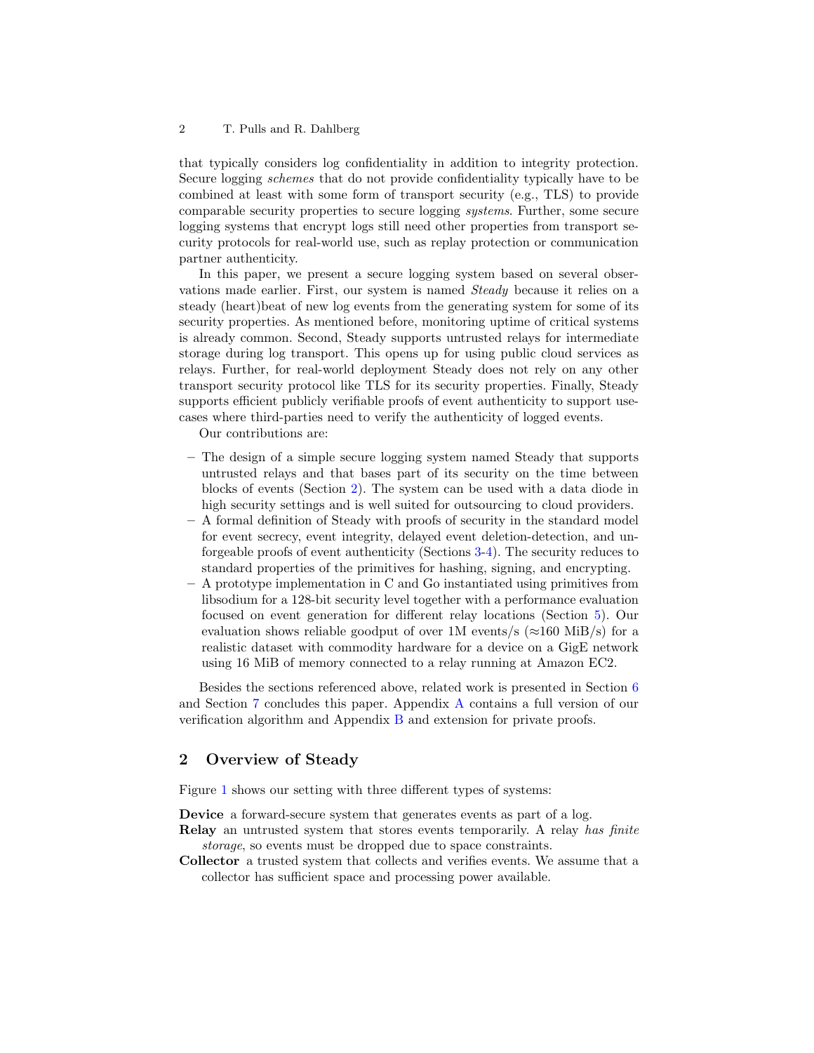that typically considers log confidentiality in addition to integrity protection. Secure logging *schemes* that do not provide confidentiality typically have to be combined at least with some form of transport security (e.g., TLS) to provide comparable security properties to secure logging *systems*. Further, some secure logging systems that encrypt logs still need other properties from transport security protocols for real-world use, such as replay protection or communication partner authenticity.

In this paper, we present a secure logging system based on several observations made earlier. First, our system is named *Steady* because it relies on a steady (heart)beat of new log events from the generating system for some of its security properties. As mentioned before, monitoring uptime of critical systems is already common. Second, Steady supports untrusted relays for intermediate storage during log transport. This opens up for using public cloud services as relays. Further, for real-world deployment Steady does not rely on any other transport security protocol like TLS for its security properties. Finally, Steady supports efficient publicly verifiable proofs of event authenticity to support use-cases where third-parties need to verify the authenticity of logged events.

Our contributions are:

- The design of a simple secure logging system named Steady that supports untrusted relays and that bases part of its security on the time between blocks of events (Section 2). The system can be used with a data diode in high security settings and is well suited for outsourcing to cloud providers.
- A formal definition of Steady with proofs of security in the standard model for event secrecy, event integrity, delayed event deletion-detection, and unforgeable proofs of event authenticity (Sections 3-4). The security reduces to standard properties of the primitives for hashing, signing, and encrypting.
- A prototype implementation in C and Go instantiated using primitives from libsodium for a 128-bit security level together with a performance evaluation focused on event generation for different relay locations (Section 5). Our evaluation shows reliable goodput of over 1M events/s (≈160 MiB/s) for a realistic dataset with commodity hardware for a device on a GigE network using 16 MiB of memory connected to a relay running at Amazon EC2.

Besides the sections referenced above, related work is presented in Section 6 and Section 7 concludes this paper. Appendix A contains a full version of our verification algorithm and Appendix B and extension for private proofs.

## 2 Overview of Steady

Figure 1 shows our setting with three different types of systems:

**Device** a forward-secure system that generates events as part of a log.

**Relay** an untrusted system that stores events temporarily. A relay *has finite storage*, so events must be dropped due to space constraints.

**Collector** a trusted system that collects and verifies events. We assume that a collector has sufficient space and processing power available.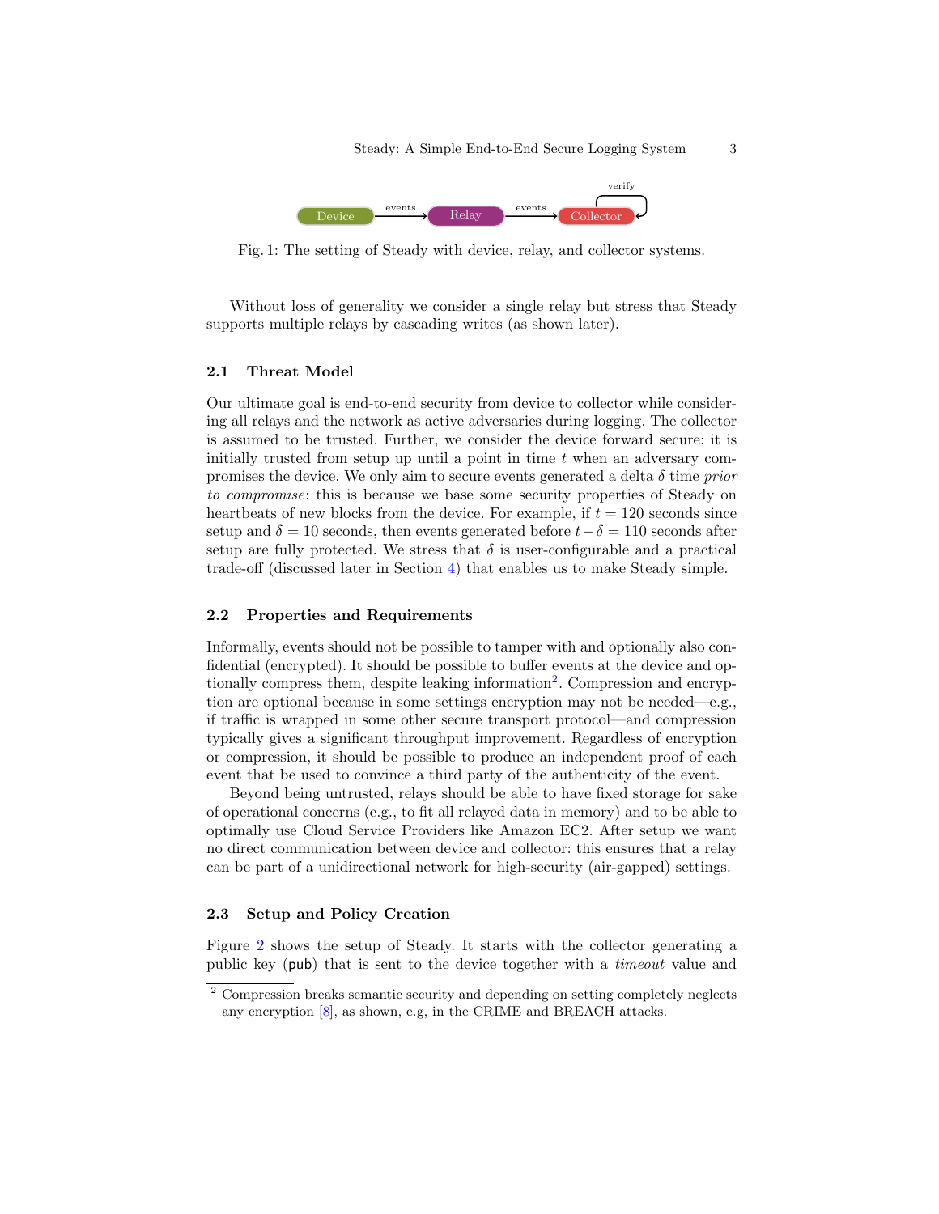Fig. 1: The setting of Steady with device, relay, and collector systems.

Without loss of generality we consider a single relay but stress that Steady supports multiple relays by cascading writes (as shown later).

### 2.1 Threat Model

Our ultimate goal is end-to-end security from device to collector while considering all relays and the network as active adversaries during logging. The collector is assumed to be trusted. Further, we consider the device forward secure: it is initially trusted from setup up until a point in time $t$ when an adversary compromises the device. We only aim to secure events generated a delta $\delta$ time *prior to compromise*: this is because we base some security properties of Steady on heartbeats of new blocks from the device. For example, if $t = 120$ seconds since setup and $\delta = 10$ seconds, then events generated before $t - \delta = 110$ seconds after setup are fully protected. We stress that $\delta$ is user-configurable and a practical trade-off (discussed later in Section 4) that enables us to make Steady simple.

### 2.2 Properties and Requirements

Informally, events should not be possible to tamper with and optionally also confidential (encrypted). It should be possible to buffer events at the device and optionally compress them, despite leaking information[2]. Compression and encryption are optional because in some settings encryption may not be needed—e.g., if traffic is wrapped in some other secure transport protocol—and compression typically gives a significant throughput improvement. Regardless of encryption or compression, it should be possible to produce an independent proof of each event that be used to convince a third party of the authenticity of the event.

Beyond being untrusted, relays should be able to have fixed storage for sake of operational concerns (e.g., to fit all relayed data in memory) and to be able to optimally use Cloud Service Providers like Amazon EC2. After setup we want no direct communication between device and collector: this ensures that a relay can be part of a unidirectional network for high-security (air-gapped) settings.

### 2.3 Setup and Policy Creation

Figure 2 shows the setup of Steady. It starts with the collector generating a public key (`pub`) that is sent to the device together with a *timeout* value and

---

[2] Compression breaks semantic security and depending on setting completely neglects any encryption [8], as shown, e.g, in the CRIME and BREACH attacks.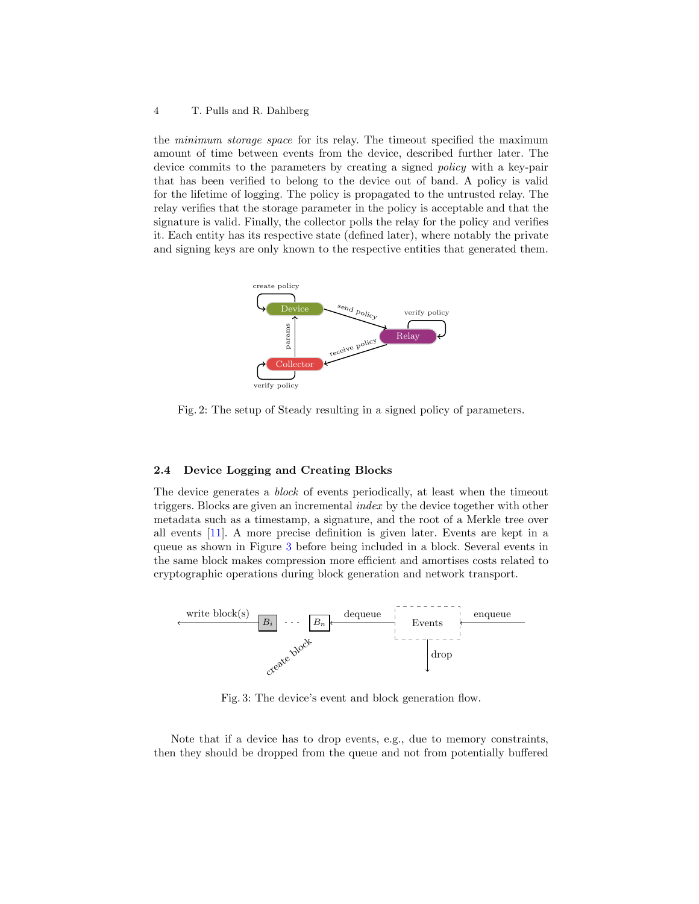the *minimum storage space* for its relay. The timeout specified the maximum amount of time between events from the device, described further later. The device commits to the parameters by creating a signed *policy* with a key-pair that has been verified to belong to the device out of band. A policy is valid for the lifetime of logging. The policy is propagated to the untrusted relay. The relay verifies that the storage parameter in the policy is acceptable and that the signature is valid. Finally, the collector polls the relay for the policy and verifies it. Each entity has its respective state (defined later), where notably the private and signing keys are only known to the respective entities that generated them.

Fig. 2: The setup of Steady resulting in a signed policy of parameters.

### 2.4 Device Logging and Creating Blocks

The device generates a *block* of events periodically, at least when the timeout triggers. Blocks are given an incremental *index* by the device together with other metadata such as a timestamp, a signature, and the root of a Merkle tree over all events [11]. A more precise definition is given later. Events are kept in a queue as shown in Figure 3 before being included in a block. Several events in the same block makes compression more efficient and amortises costs related to cryptographic operations during block generation and network transport.

Fig. 3: The device's event and block generation flow.

Note that if a device has to drop events, e.g., due to memory constraints, then they should be dropped from the queue and not from potentially buffered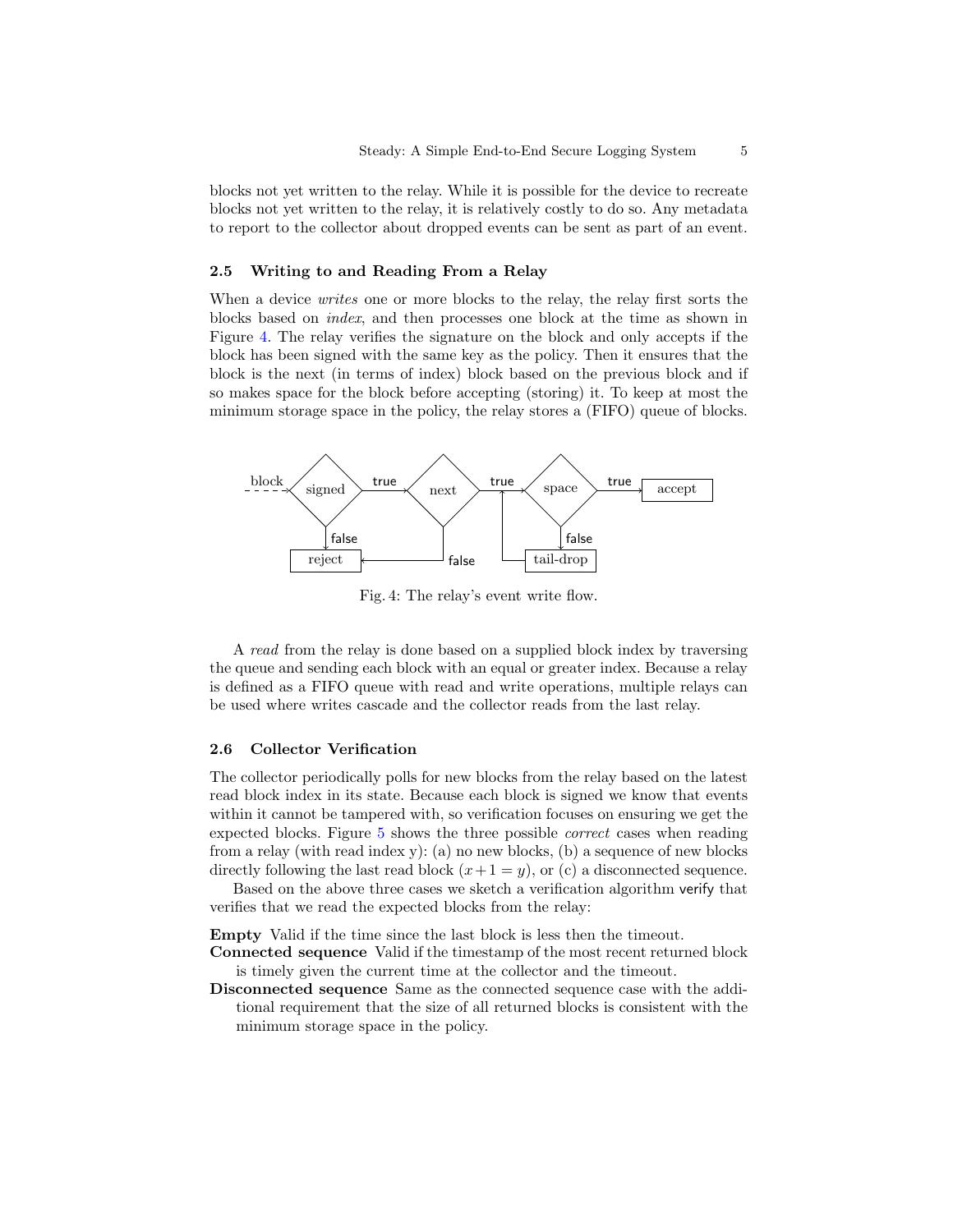blocks not yet written to the relay. While it is possible for the device to recreate blocks not yet written to the relay, it is relatively costly to do so. Any metadata to report to the collector about dropped events can be sent as part of an event.

### 2.5 Writing to and Reading From a Relay

When a device *writes* one or more blocks to the relay, the relay first sorts the blocks based on *index*, and then processes one block at the time as shown in Figure 4. The relay verifies the signature on the block and only accepts if the block has been signed with the same key as the policy. Then it ensures that the block is the next (in terms of index) block based on the previous block and if so makes space for the block before accepting (storing) it. To keep at most the minimum storage space in the policy, the relay stores a (FIFO) queue of blocks.

Fig. 4: The relay's event write flow.

A *read* from the relay is done based on a supplied block index by traversing the queue and sending each block with an equal or greater index. Because a relay is defined as a FIFO queue with read and write operations, multiple relays can be used where writes cascade and the collector reads from the last relay.

### 2.6 Collector Verification

The collector periodically polls for new blocks from the relay based on the latest read block index in its state. Because each block is signed we know that events within it cannot be tampered with, so verification focuses on ensuring we get the expected blocks. Figure 5 shows the three possible *correct* cases when reading from a relay (with read index y): (a) no new blocks, (b) a sequence of new blocks directly following the last read block ($x + 1 = y$), or (c) a disconnected sequence.

Based on the above three cases we sketch a verification algorithm verify that verifies that we read the expected blocks from the relay:

**Empty** Valid if the time since the last block is less then the timeout.

**Connected sequence** Valid if the timestamp of the most recent returned block is timely given the current time at the collector and the timeout.

**Disconnected sequence** Same as the connected sequence case with the additional requirement that the size of all returned blocks is consistent with the minimum storage space in the policy.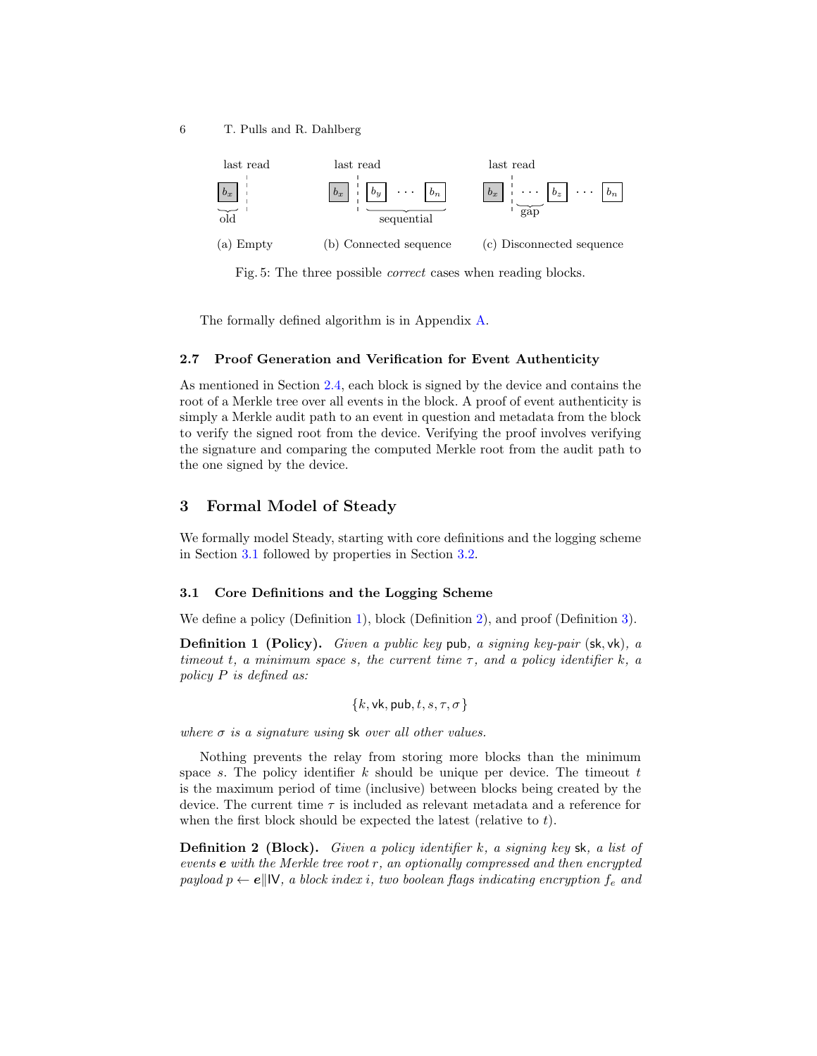last read

(a) Empty (b) Connected sequence (c) Disconnected sequence

Fig. 5: The three possible *correct* cases when reading blocks.

The formally defined algorithm is in Appendix A.

### 2.7 Proof Generation and Verification for Event Authenticity

As mentioned in Section 2.4, each block is signed by the device and contains the root of a Merkle tree over all events in the block. A proof of event authenticity is simply a Merkle audit path to an event in question and metadata from the block to verify the signed root from the device. Verifying the proof involves verifying the signature and comparing the computed Merkle root from the audit path to the one signed by the device.

## 3 Formal Model of Steady

We formally model Steady, starting with core definitions and the logging scheme in Section 3.1 followed by properties in Section 3.2.

### 3.1 Core Definitions and the Logging Scheme

We define a policy (Definition 1), block (Definition 2), and proof (Definition 3).

**Definition 1 (Policy).** *Given a public key* $\mathsf{pub}$*, a signing key-pair* $(\mathsf{sk}, \mathsf{vk})$*, a timeout* $t$*, a minimum space* $s$*, the current time* $\tau$*, and a policy identifier* $k$*, a policy* $P$ *is defined as:*

$$\{k, \mathsf{vk}, \mathsf{pub}, t, s, \tau, \sigma\}$$

*where* $\sigma$ *is a signature using* $\mathsf{sk}$ *over all other values.*

Nothing prevents the relay from storing more blocks than the minimum space $s$. The policy identifier $k$ should be unique per device. The timeout $t$ is the maximum period of time (inclusive) between blocks being created by the device. The current time $\tau$ is included as relevant metadata and a reference for when the first block should be expected the latest (relative to $t$).

**Definition 2 (Block).** *Given a policy identifier* $k$*, a signing key* $\mathsf{sk}$*, a list of events* $\boldsymbol{e}$ *with the Merkle tree root* $r$*, an optionally compressed and then encrypted payload* $p \leftarrow \boldsymbol{e} \| \mathsf{IV}$*, a block index* $i$*, two boolean flags indicating encryption* $f_e$ *and*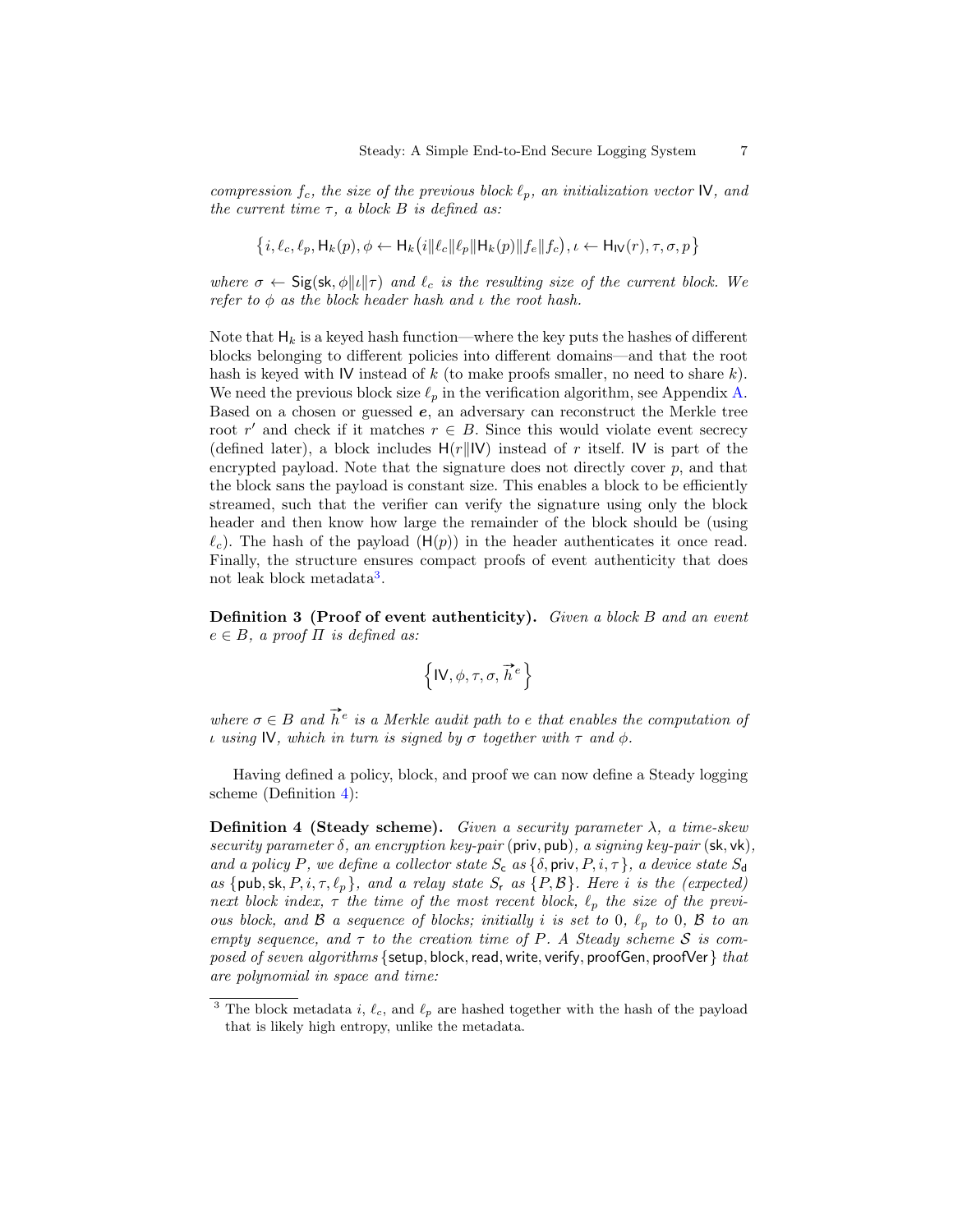*compression $f_c$, the size of the previous block $\ell_p$, an initialization vector $\mathsf{IV}$, and the current time $\tau$, a block $B$ is defined as:*

$$\left\{i, \ell_c, \ell_p, \mathsf{H}_k(p), \phi \leftarrow \mathsf{H}_k\big(i \| \ell_c \| \ell_p \| \mathsf{H}_k(p) \| f_e \| f_c\big), \iota \leftarrow \mathsf{H}_{\mathsf{IV}}(r), \tau, \sigma, p\right\}$$

*where $\sigma \leftarrow \mathsf{Sig}(\mathsf{sk}, \phi \| \iota \| \tau)$ and $\ell_c$ is the resulting size of the current block. We refer to $\phi$ as the block header hash and $\iota$ the root hash.*

Note that $\mathsf{H}_k$ is a keyed hash function—where the key puts the hashes of different blocks belonging to different policies into different domains—and that the root hash is keyed with $\mathsf{IV}$ instead of $k$ (to make proofs smaller, no need to share $k$). We need the previous block size $\ell_p$ in the verification algorithm, see Appendix A. Based on a chosen or guessed $\boldsymbol{e}$, an adversary can reconstruct the Merkle tree root $r'$ and check if it matches $r \in B$. Since this would violate event secrecy (defined later), a block includes $\mathsf{H}(r \| \mathsf{IV})$ instead of $r$ itself. $\mathsf{IV}$ is part of the encrypted payload. Note that the signature does not directly cover $p$, and that the block sans the payload is constant size. This enables a block to be efficiently streamed, such that the verifier can verify the signature using only the block header and then know how large the remainder of the block should be (using $\ell_c$). The hash of the payload ($\mathsf{H}(p)$) in the header authenticates it once read. Finally, the structure ensures compact proofs of event authenticity that does not leak block metadata[3].

**Definition 3 (Proof of event authenticity).** *Given a block $B$ and an event $e \in B$, a proof $\Pi$ is defined as:*

$$\left\{\mathsf{IV}, \phi, \tau, \sigma, \overrightarrow{h}^{e}\right\}$$

*where $\sigma \in B$ and $\overrightarrow{h}^{e}$ is a Merkle audit path to $e$ that enables the computation of $\iota$ using $\mathsf{IV}$, which in turn is signed by $\sigma$ together with $\tau$ and $\phi$.*

Having defined a policy, block, and proof we can now define a Steady logging scheme (Definition 4):

**Definition 4 (Steady scheme).** *Given a security parameter $\lambda$, a time-skew security parameter $\delta$, an encryption key-pair $(\mathsf{priv}, \mathsf{pub})$, a signing key-pair $(\mathsf{sk}, \mathsf{vk})$, and a policy $P$, we define a collector state $S_\mathsf{c}$ as $\{\delta, \mathsf{priv}, P, i, \tau\}$, a device state $S_\mathsf{d}$ as $\{\mathsf{pub}, \mathsf{sk}, P, i, \tau, \ell_p\}$, and a relay state $S_\mathsf{r}$ as $\{P, \mathcal{B}\}$. Here $i$ is the (expected) next block index, $\tau$ the time of the most recent block, $\ell_p$ the size of the previous block, and $\mathcal{B}$ a sequence of blocks; initially $i$ is set to $0$, $\ell_p$ to $0$, $\mathcal{B}$ to an empty sequence, and $\tau$ to the creation time of $P$. A Steady scheme $\mathcal{S}$ is composed of seven algorithms $\{\mathsf{setup}, \mathsf{block}, \mathsf{read}, \mathsf{write}, \mathsf{verify}, \mathsf{proofGen}, \mathsf{proofVer}\}$ that are polynomial in space and time:*

[3] The block metadata $i$, $\ell_c$, and $\ell_p$ are hashed together with the hash of the payload that is likely high entropy, unlike the metadata.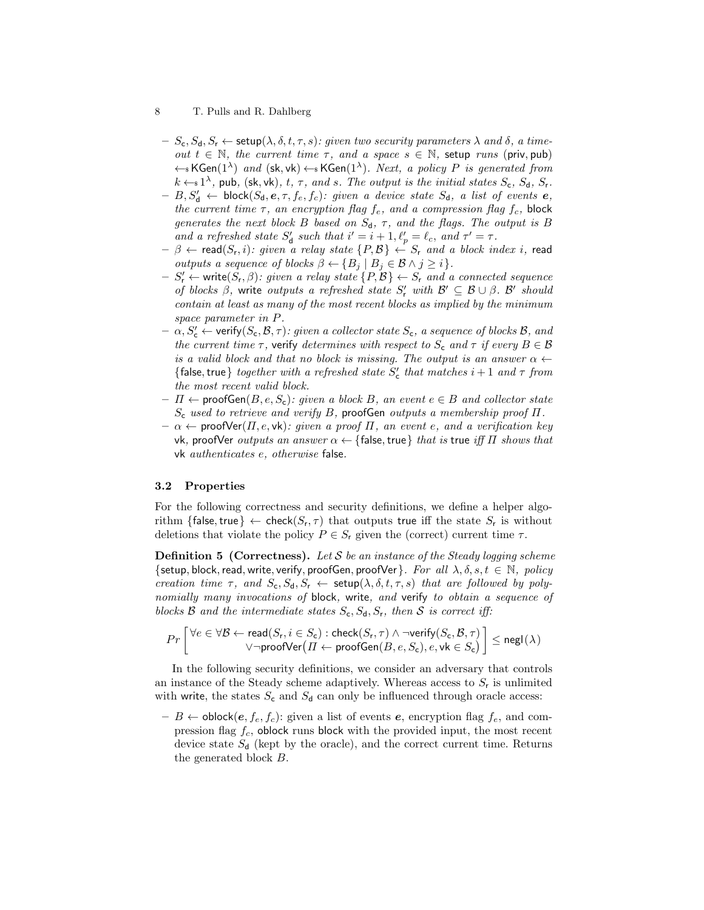- $S_\mathsf{c}, S_\mathsf{d}, S_\mathsf{r} \leftarrow \mathsf{setup}(\lambda, \delta, t, \tau, s)$*: given two security parameters* $\lambda$ *and* $\delta$*, a timeout* $t \in \mathbb{N}$*, the current time* $\tau$*, and a space* $s \in \mathbb{N}$*,* $\mathsf{setup}$ *runs* $(\mathsf{priv}, \mathsf{pub}) \leftarrow\!\!\$\; \mathsf{KGen}(1^\lambda)$ *and* $(\mathsf{sk}, \mathsf{vk}) \leftarrow\!\!\$\; \mathsf{KGen}(1^\lambda)$*. Next, a policy* $P$ *is generated from* $k \leftarrow\!\!\$\; 1^\lambda$*,* $\mathsf{pub}$*,* $(\mathsf{sk}, \mathsf{vk})$*,* $t$*,* $\tau$*, and* $s$*. The output is the initial states* $S_\mathsf{c}$*,* $S_\mathsf{d}$*,* $S_\mathsf{r}$*.*
- $B, S'_\mathsf{d} \leftarrow \mathsf{block}(S_\mathsf{d}, \boldsymbol{e}, \tau, f_e, f_c)$*: given a device state* $S_\mathsf{d}$*, a list of events* $\boldsymbol{e}$*, the current time* $\tau$*, an encryption flag* $f_e$*, and a compression flag* $f_c$*,* $\mathsf{block}$ *generates the next block* $B$ *based on* $S_\mathsf{d}$*,* $\tau$*, and the flags. The output is* $B$ *and a refreshed state* $S'_\mathsf{d}$ *such that* $i' = i + 1, \ell'_p = \ell_c$*, and* $\tau' = \tau$*.*
- $\beta \leftarrow \mathsf{read}(S_\mathsf{r}, i)$*: given a relay state* $\{P, \mathcal{B}\} \leftarrow S_\mathsf{r}$ *and a block index* $i$*,* $\mathsf{read}$ *outputs a sequence of blocks* $\beta \leftarrow \{B_j \mid B_j \in \mathcal{B} \wedge j \geq i\}$*.*
- $S'_\mathsf{r} \leftarrow \mathsf{write}(S_\mathsf{r}, \beta)$*: given a relay state* $\{P, \mathcal{B}\} \leftarrow S_\mathsf{r}$ *and a connected sequence of blocks* $\beta$*,* $\mathsf{write}$ *outputs a refreshed state* $S'_\mathsf{r}$ *with* $\mathcal{B}' \subseteq \mathcal{B} \cup \beta$*.* $\mathcal{B}'$ *should contain at least as many of the most recent blocks as implied by the minimum space parameter in* $P$*.*
- $\alpha, S'_\mathsf{c} \leftarrow \mathsf{verify}(S_\mathsf{c}, \mathcal{B}, \tau)$*: given a collector state* $S_\mathsf{c}$*, a sequence of blocks* $\mathcal{B}$*, and the current time* $\tau$*,* $\mathsf{verify}$ *determines with respect to* $S_\mathsf{c}$ *and* $\tau$ *if every* $B \in \mathcal{B}$ *is a valid block and that no block is missing. The output is an answer* $\alpha \leftarrow \{\mathsf{false}, \mathsf{true}\}$ *together with a refreshed state* $S'_\mathsf{c}$ *that matches* $i+1$ *and* $\tau$ *from the most recent valid block.*
- $\Pi \leftarrow \mathsf{proofGen}(B, e, S_\mathsf{c})$*: given a block* $B$*, an event* $e \in B$ *and collector state* $S_\mathsf{c}$ *used to retrieve and verify* $B$*,* $\mathsf{proofGen}$ *outputs a membership proof* $\Pi$*.*
- $\alpha \leftarrow \mathsf{proofVer}(\Pi, e, \mathsf{vk})$*: given a proof* $\Pi$*, an event* $e$*, and a verification key* $\mathsf{vk}$*,* $\mathsf{proofVer}$ *outputs an answer* $\alpha \leftarrow \{\mathsf{false}, \mathsf{true}\}$ *that is* $\mathsf{true}$ *iff* $\Pi$ *shows that* $\mathsf{vk}$ *authenticates* $e$*, otherwise* $\mathsf{false}$*.*

### 3.2 Properties

For the following correctness and security definitions, we define a helper algorithm $\{\mathsf{false}, \mathsf{true}\} \leftarrow \mathsf{check}(S_\mathsf{r}, \tau)$ that outputs $\mathsf{true}$ iff the state $S_\mathsf{r}$ is without deletions that violate the policy $P \in S_\mathsf{r}$ given the (correct) current time $\tau$.

**Definition 5 (Correctness).** *Let* $\mathcal{S}$ *be an instance of the Steady logging scheme* $\{\mathsf{setup}, \mathsf{block}, \mathsf{read}, \mathsf{write}, \mathsf{verify}, \mathsf{proofGen}, \mathsf{proofVer}\}$*. For all* $\lambda, \delta, s, t \in \mathbb{N}$*, policy creation time* $\tau$*, and* $S_\mathsf{c}, S_\mathsf{d}, S_\mathsf{r} \leftarrow \mathsf{setup}(\lambda, \delta, t, \tau, s)$ *that are followed by polynomially many invocations of* $\mathsf{block}$*,* $\mathsf{write}$*, and* $\mathsf{verify}$ *to obtain a sequence of blocks* $\mathcal{B}$ *and the intermediate states* $S_\mathsf{c}, S_\mathsf{d}, S_\mathsf{r}$*, then* $\mathcal{S}$ *is correct iff:*

$$Pr\left[\begin{array}{c}\forall e \in \forall \mathcal{B} \leftarrow \mathsf{read}(S_\mathsf{r}, i \in S_\mathsf{c}) : \mathsf{check}(S_\mathsf{r}, \tau) \wedge \neg\mathsf{verify}(S_\mathsf{c}, \mathcal{B}, \tau) \\ \vee \neg\mathsf{proofVer}\big(\Pi \leftarrow \mathsf{proofGen}(B, e, S_\mathsf{c}), e, \mathsf{vk} \in S_\mathsf{c}\big)\end{array}\right] \leq \mathsf{negl}(\lambda)$$

In the following security definitions, we consider an adversary that controls an instance of the Steady scheme adaptively. Whereas access to $S_\mathsf{r}$ is unlimited with $\mathsf{write}$, the states $S_\mathsf{c}$ and $S_\mathsf{d}$ can only be influenced through oracle access:

- $B \leftarrow \mathsf{oblock}(\boldsymbol{e}, f_e, f_c)$: given a list of events $\boldsymbol{e}$, encryption flag $f_e$, and compression flag $f_c$, $\mathsf{oblock}$ runs $\mathsf{block}$ with the provided input, the most recent device state $S_\mathsf{d}$ (kept by the oracle), and the correct current time. Returns the generated block $B$.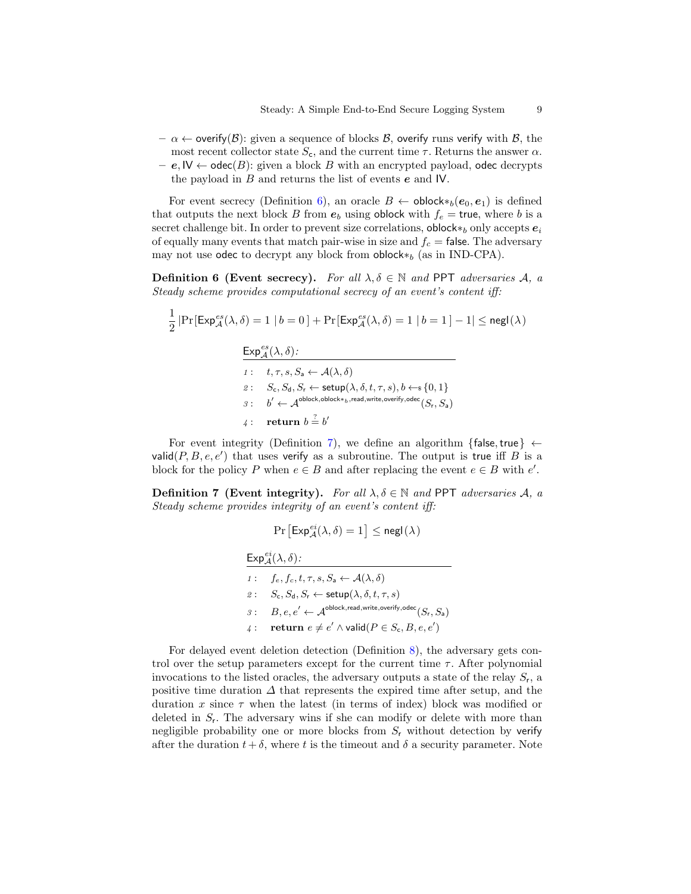- $\alpha \leftarrow \mathsf{overify}(\mathcal{B})$: given a sequence of blocks $\mathcal{B}$, overify runs verify with $\mathcal{B}$, the most recent collector state $S_\mathsf{c}$, and the current time $\tau$. Returns the answer $\alpha$.
- $\boldsymbol{e}, \mathsf{IV} \leftarrow \mathsf{odec}(B)$: given a block $B$ with an encrypted payload, odec decrypts the payload in $B$ and returns the list of events $\boldsymbol{e}$ and IV.

For event secrecy (Definition 6), an oracle $B \leftarrow \mathsf{oblock}{*}_b(\boldsymbol{e}_0, \boldsymbol{e}_1)$ is defined that outputs the next block $B$ from $\boldsymbol{e}_b$ using oblock with $f_e = \mathsf{true}$, where $b$ is a secret challenge bit. In order to prevent size correlations, $\mathsf{oblock}{*}_b$ only accepts $\boldsymbol{e}_i$ of equally many events that match pair-wise in size and $f_c = \mathsf{false}$. The adversary may not use odec to decrypt any block from $\mathsf{oblock}{*}_b$ (as in IND-CPA).

**Definition 6 (Event secrecy).** *For all $\lambda, \delta \in \mathbb{N}$ and PPT adversaries $\mathcal{A}$, a Steady scheme provides computational secrecy of an event's content iff:*

$$\frac{1}{2}\left|\Pr[\mathsf{Exp}^{es}_{\mathcal{A}}(\lambda,\delta) = 1 \mid b = 0] + \Pr[\mathsf{Exp}^{es}_{\mathcal{A}}(\lambda,\delta) = 1 \mid b = 1] - 1\right| \leq \mathsf{negl}(\lambda)$$

$\mathsf{Exp}^{es}_{\mathcal{A}}(\lambda,\delta)$:

1: $t, \tau, s, S_\mathsf{a} \leftarrow \mathcal{A}(\lambda, \delta)$
2: $S_\mathsf{c}, S_\mathsf{d}, S_\mathsf{r} \leftarrow \mathsf{setup}(\lambda, \delta, t, \tau, s), b \leftarrow_\$ \{0,1\}$
3: $b' \leftarrow \mathcal{A}^{\mathsf{oblock}, \mathsf{oblock}{*}_b, \mathsf{read}, \mathsf{write}, \mathsf{overify}, \mathsf{odec}}(S_\mathsf{r}, S_\mathsf{a})$
4: **return** $b \stackrel{?}{=} b'$

For event integrity (Definition 7), we define an algorithm $\{\mathsf{false}, \mathsf{true}\} \leftarrow \mathsf{valid}(P, B, e, e')$ that uses verify as a subroutine. The output is true iff $B$ is a block for the policy $P$ when $e \in B$ and after replacing the event $e \in B$ with $e'$.

**Definition 7 (Event integrity).** *For all $\lambda, \delta \in \mathbb{N}$ and PPT adversaries $\mathcal{A}$, a Steady scheme provides integrity of an event's content iff:*

$$\Pr\left[\mathsf{Exp}^{ei}_{\mathcal{A}}(\lambda,\delta) = 1\right] \leq \mathsf{negl}(\lambda)$$

$\mathsf{Exp}^{ei}_{\mathcal{A}}(\lambda,\delta)$:

1: $f_e, f_c, t, \tau, s, S_\mathsf{a} \leftarrow \mathcal{A}(\lambda, \delta)$
2: $S_\mathsf{c}, S_\mathsf{d}, S_\mathsf{r} \leftarrow \mathsf{setup}(\lambda, \delta, t, \tau, s)$
3: $B, e, e' \leftarrow \mathcal{A}^{\mathsf{oblock}, \mathsf{read}, \mathsf{write}, \mathsf{overify}, \mathsf{odec}}(S_\mathsf{r}, S_\mathsf{a})$
4: **return** $e \neq e' \wedge \mathsf{valid}(P \in S_\mathsf{c}, B, e, e')$

For delayed event deletion detection (Definition 8), the adversary gets control over the setup parameters except for the current time $\tau$. After polynomial invocations to the listed oracles, the adversary outputs a state of the relay $S_\mathsf{r}$, a positive time duration $\Delta$ that represents the expired time after setup, and the duration $x$ since $\tau$ when the latest (in terms of index) block was modified or deleted in $S_\mathsf{r}$. The adversary wins if she can modify or delete with more than negligible probability one or more blocks from $S_\mathsf{r}$ without detection by verify after the duration $t + \delta$, where $t$ is the timeout and $\delta$ a security parameter. Note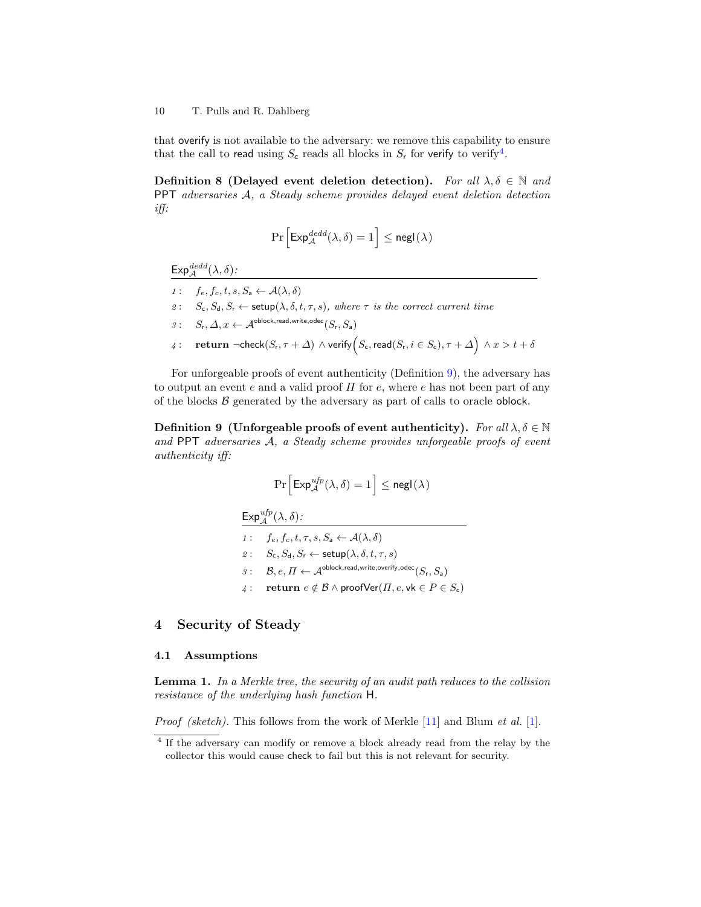that overify is not available to the adversary: we remove this capability to ensure that the call to read using $S_\mathsf{c}$ reads all blocks in $S_\mathsf{r}$ for verify to verify[4].

**Definition 8 (Delayed event deletion detection).** *For all $\lambda, \delta \in \mathbb{N}$ and* PPT *adversaries $\mathcal{A}$, a Steady scheme provides delayed event deletion detection iff:*

$$\Pr\left[\mathsf{Exp}^{dedd}_{\mathcal{A}}(\lambda, \delta) = 1\right] \leq \mathsf{negl}(\lambda)$$

$\mathsf{Exp}^{dedd}_{\mathcal{A}}(\lambda, \delta)$:

1: $f_e, f_c, t, s, S_\mathsf{a} \leftarrow \mathcal{A}(\lambda, \delta)$

2: $S_\mathsf{c}, S_\mathsf{d}, S_\mathsf{r} \leftarrow \mathsf{setup}(\lambda, \delta, t, \tau, s)$, *where $\tau$ is the correct current time*

3: $S_\mathsf{r}, \Delta, x \leftarrow \mathcal{A}^{\mathsf{oblock},\mathsf{read},\mathsf{write},\mathsf{odec}}(S_\mathsf{r}, S_\mathsf{a})$

4: **return** $\neg\mathsf{check}(S_\mathsf{r}, \tau + \Delta) \wedge \mathsf{verify}\Big(S_\mathsf{c}, \mathsf{read}(S_\mathsf{r}, i \in S_\mathsf{c}), \tau + \Delta\Big) \wedge x > t + \delta$

For unforgeable proofs of event authenticity (Definition 9), the adversary has to output an event $e$ and a valid proof $\Pi$ for $e$, where $e$ has not been part of any of the blocks $\mathcal{B}$ generated by the adversary as part of calls to oracle oblock.

**Definition 9 (Unforgeable proofs of event authenticity).** *For all $\lambda, \delta \in \mathbb{N}$ and* PPT *adversaries $\mathcal{A}$, a Steady scheme provides unforgeable proofs of event authenticity iff:*

$$\Pr\left[\mathsf{Exp}^{ufp}_{\mathcal{A}}(\lambda, \delta) = 1\right] \leq \mathsf{negl}(\lambda)$$

$\mathsf{Exp}^{ufp}_{\mathcal{A}}(\lambda, \delta)$:

1: $f_e, f_c, t, \tau, s, S_\mathsf{a} \leftarrow \mathcal{A}(\lambda, \delta)$

2: $S_\mathsf{c}, S_\mathsf{d}, S_\mathsf{r} \leftarrow \mathsf{setup}(\lambda, \delta, t, \tau, s)$

3: $\mathcal{B}, e, \Pi \leftarrow \mathcal{A}^{\mathsf{oblock},\mathsf{read},\mathsf{write},\mathsf{overify},\mathsf{odec}}(S_\mathsf{r}, S_\mathsf{a})$

4: **return** $e \notin \mathcal{B} \wedge \mathsf{proofVer}(\Pi, e, \mathsf{vk} \in P \in S_\mathsf{c})$

## 4 Security of Steady

### 4.1 Assumptions

**Lemma 1.** *In a Merkle tree, the security of an audit path reduces to the collision resistance of the underlying hash function* H.

*Proof (sketch).* This follows from the work of Merkle [11] and Blum *et al.* [1].

[4] If the adversary can modify or remove a block already read from the relay by the collector this would cause check to fail but this is not relevant for security.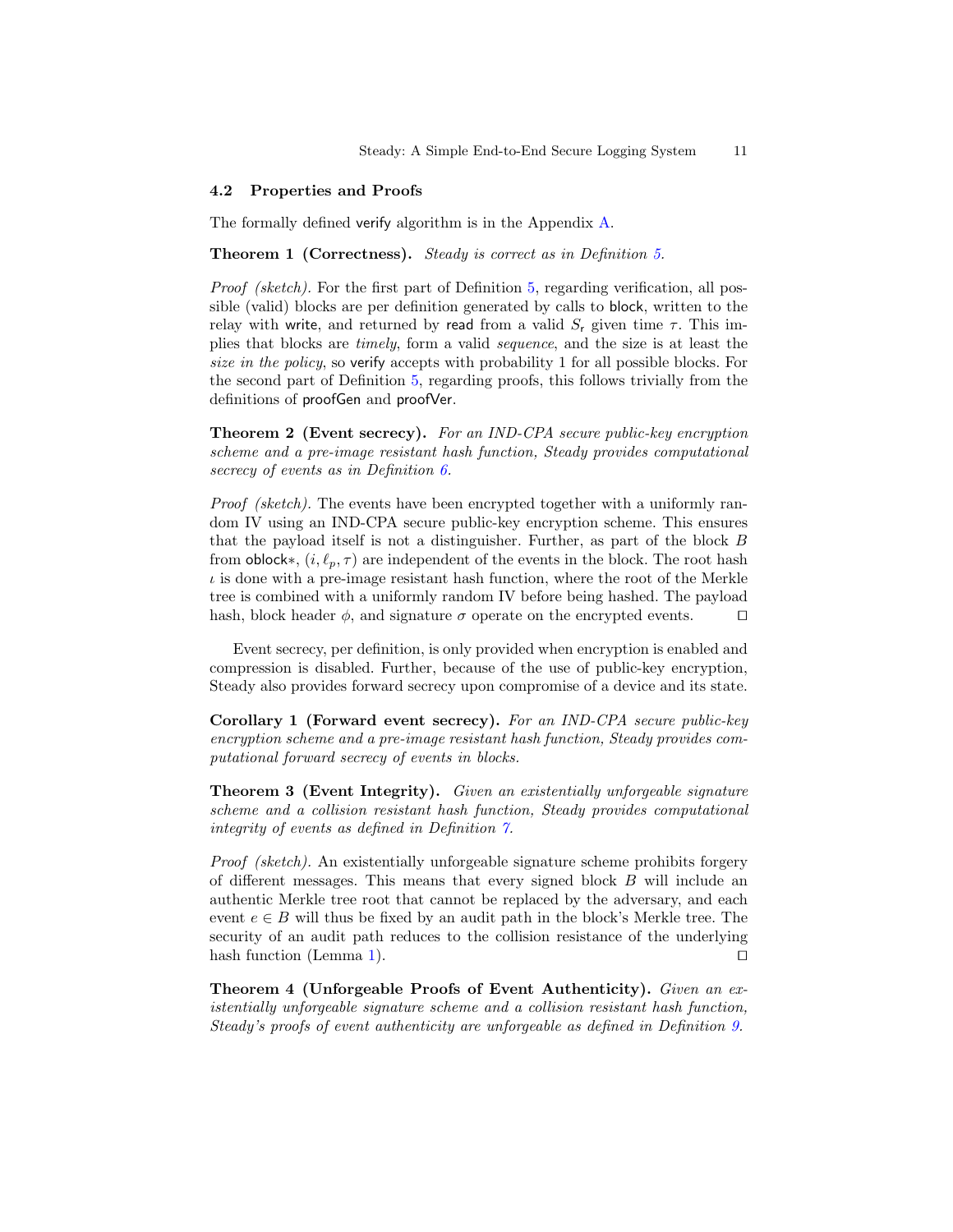### 4.2 Properties and Proofs

The formally defined verify algorithm is in the Appendix A.

**Theorem 1 (Correctness).** *Steady is correct as in Definition 5.*

*Proof (sketch).* For the first part of Definition 5, regarding verification, all possible (valid) blocks are per definition generated by calls to block, written to the relay with write, and returned by read from a valid $S_r$ given time $\tau$. This implies that blocks are *timely*, form a valid *sequence*, and the size is at least the *size in the policy*, so verify accepts with probability 1 for all possible blocks. For the second part of Definition 5, regarding proofs, this follows trivially from the definitions of proofGen and proofVer.

**Theorem 2 (Event secrecy).** *For an IND-CPA secure public-key encryption scheme and a pre-image resistant hash function, Steady provides computational secrecy of events as in Definition 6.*

*Proof (sketch).* The events have been encrypted together with a uniformly random IV using an IND-CPA secure public-key encryption scheme. This ensures that the payload itself is not a distinguisher. Further, as part of the block $B$ from oblock$*$, $(i, \ell_p, \tau)$ are independent of the events in the block. The root hash $\iota$ is done with a pre-image resistant hash function, where the root of the Merkle tree is combined with a uniformly random IV before being hashed. The payload hash, block header $\phi$, and signature $\sigma$ operate on the encrypted events. ◻

Event secrecy, per definition, is only provided when encryption is enabled and compression is disabled. Further, because of the use of public-key encryption, Steady also provides forward secrecy upon compromise of a device and its state.

**Corollary 1 (Forward event secrecy).** *For an IND-CPA secure public-key encryption scheme and a pre-image resistant hash function, Steady provides computational forward secrecy of events in blocks.*

**Theorem 3 (Event Integrity).** *Given an existentially unforgeable signature scheme and a collision resistant hash function, Steady provides computational integrity of events as defined in Definition 7.*

*Proof (sketch).* An existentially unforgeable signature scheme prohibits forgery of different messages. This means that every signed block $B$ will include an authentic Merkle tree root that cannot be replaced by the adversary, and each event $e \in B$ will thus be fixed by an audit path in the block's Merkle tree. The security of an audit path reduces to the collision resistance of the underlying hash function (Lemma 1). ◻

**Theorem 4 (Unforgeable Proofs of Event Authenticity).** *Given an existentially unforgeable signature scheme and a collision resistant hash function, Steady's proofs of event authenticity are unforgeable as defined in Definition 9.*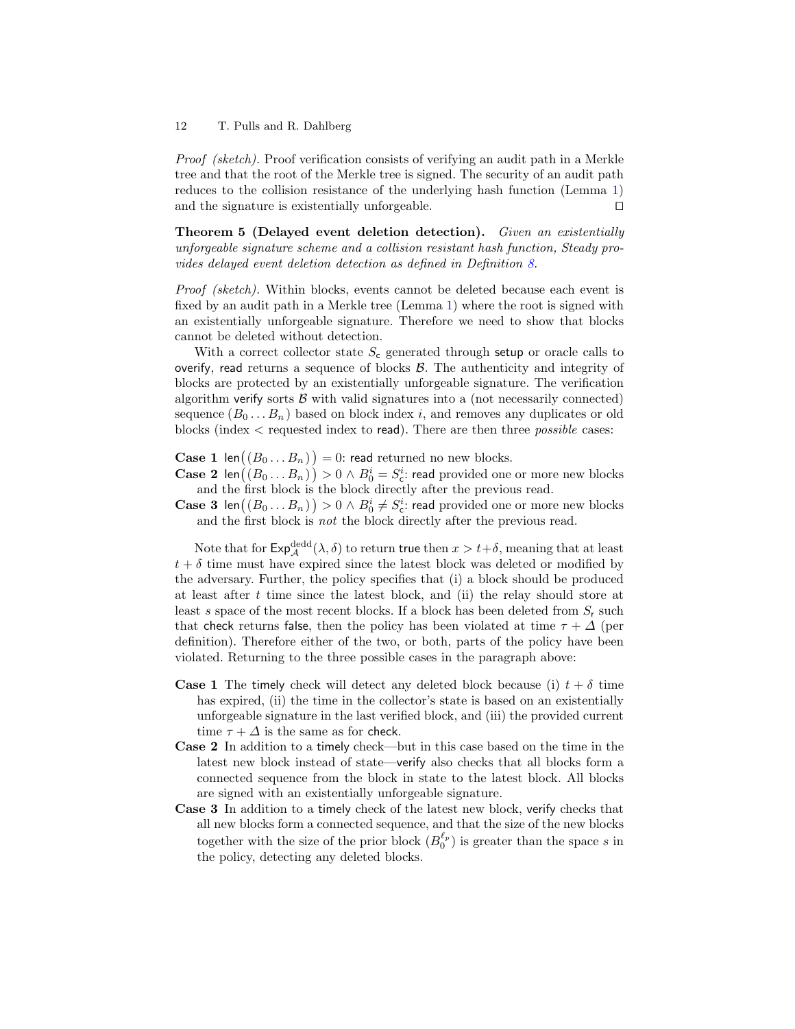*Proof (sketch).* Proof verification consists of verifying an audit path in a Merkle tree and that the root of the Merkle tree is signed. The security of an audit path reduces to the collision resistance of the underlying hash function (Lemma 1) and the signature is existentially unforgeable. □

**Theorem 5 (Delayed event deletion detection).** *Given an existentially unforgeable signature scheme and a collision resistant hash function, Steady provides delayed event deletion detection as defined in Definition 8.*

*Proof (sketch).* Within blocks, events cannot be deleted because each event is fixed by an audit path in a Merkle tree (Lemma 1) where the root is signed with an existentially unforgeable signature. Therefore we need to show that blocks cannot be deleted without detection.

With a correct collector state $S_\mathsf{c}$ generated through $\mathsf{setup}$ or oracle calls to $\mathsf{overify}$, $\mathsf{read}$ returns a sequence of blocks $\mathcal{B}$. The authenticity and integrity of blocks are protected by an existentially unforgeable signature. The verification algorithm $\mathsf{verify}$ sorts $\mathcal{B}$ with valid signatures into a (not necessarily connected) sequence $(B_0 \ldots B_n)$ based on block index $i$, and removes any duplicates or old blocks (index < requested index to $\mathsf{read}$). There are then three *possible* cases:

**Case 1** $\mathsf{len}\big((B_0 \ldots B_n)\big) = 0$: $\mathsf{read}$ returned no new blocks.
**Case 2** $\mathsf{len}\big((B_0 \ldots B_n)\big) > 0 \land B_0^i = S_\mathsf{c}^i$: $\mathsf{read}$ provided one or more new blocks and the first block is the block directly after the previous read.
**Case 3** $\mathsf{len}\big((B_0 \ldots B_n)\big) > 0 \land B_0^i \neq S_\mathsf{c}^i$: $\mathsf{read}$ provided one or more new blocks and the first block is *not* the block directly after the previous read.

Note that for $\mathsf{Exp}_\mathcal{A}^{\mathrm{dedd}}(\lambda, \delta)$ to return $\mathsf{true}$ then $x > t+\delta$, meaning that at least $t+\delta$ time must have expired since the latest block was deleted or modified by the adversary. Further, the policy specifies that (i) a block should be produced at least after $t$ time since the latest block, and (ii) the relay should store at least $s$ space of the most recent blocks. If a block has been deleted from $S_\mathsf{r}$ such that $\mathsf{check}$ returns $\mathsf{false}$, then the policy has been violated at time $\tau + \Delta$ (per definition). Therefore either of the two, or both, parts of the policy have been violated. Returning to the three possible cases in the paragraph above:

**Case 1** The $\mathsf{timely}$ check will detect any deleted block because (i) $t+\delta$ time has expired, (ii) the time in the collector's state is based on an existentially unforgeable signature in the last verified block, and (iii) the provided current time $\tau + \Delta$ is the same as for $\mathsf{check}$.
**Case 2** In addition to a $\mathsf{timely}$ check—but in this case based on the time in the latest new block instead of state—$\mathsf{verify}$ also checks that all blocks form a connected sequence from the block in state to the latest block. All blocks are signed with an existentially unforgeable signature.
**Case 3** In addition to a $\mathsf{timely}$ check of the latest new block, $\mathsf{verify}$ checks that all new blocks form a connected sequence, and that the size of the new blocks together with the size of the prior block ($B_0^{\ell_p}$) is greater than the space $s$ in the policy, detecting any deleted blocks.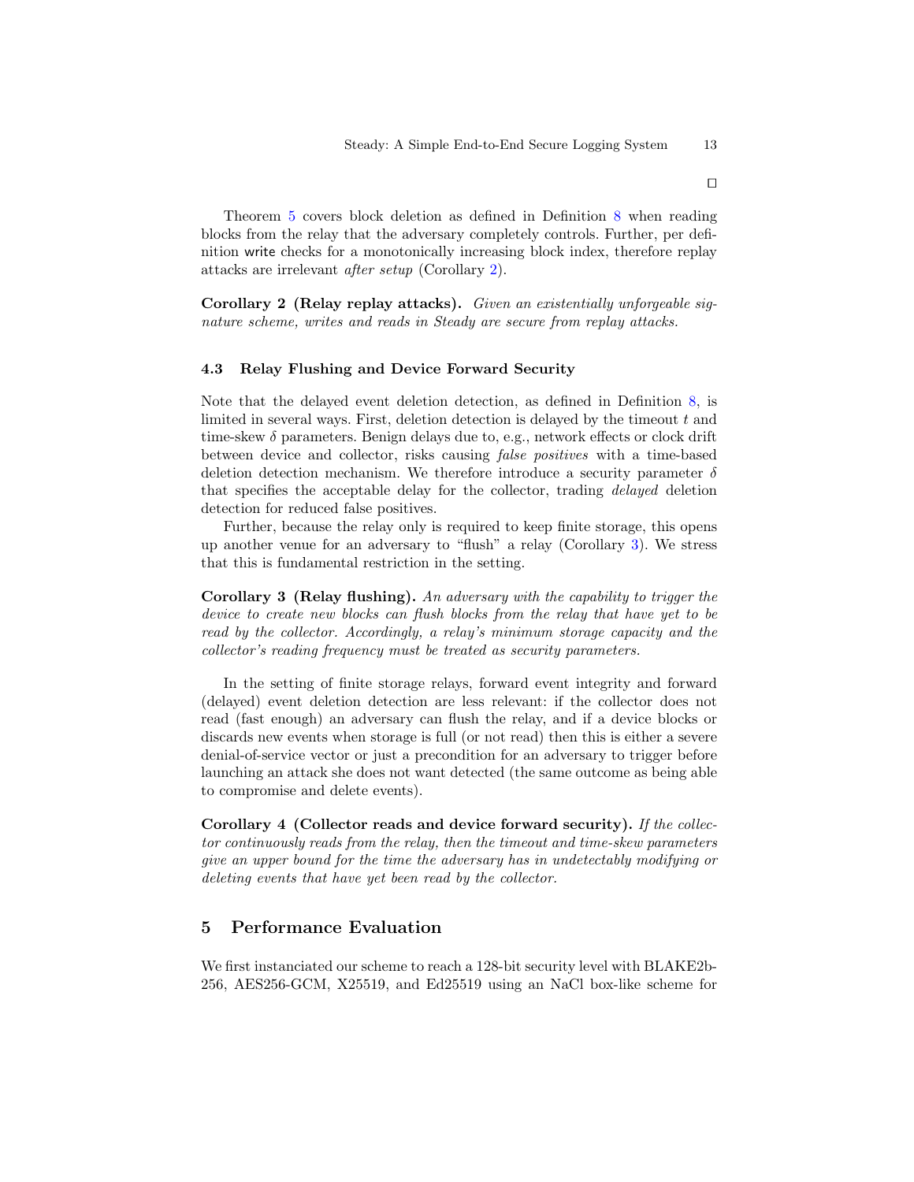□

Theorem 5 covers block deletion as defined in Definition 8 when reading blocks from the relay that the adversary completely controls. Further, per definition write checks for a monotonically increasing block index, therefore replay attacks are irrelevant *after setup* (Corollary 2).

**Corollary 2 (Relay replay attacks).** *Given an existentially unforgeable signature scheme, writes and reads in Steady are secure from replay attacks.*

### 4.3 Relay Flushing and Device Forward Security

Note that the delayed event deletion detection, as defined in Definition 8, is limited in several ways. First, deletion detection is delayed by the timeout $t$ and time-skew $\delta$ parameters. Benign delays due to, e.g., network effects or clock drift between device and collector, risks causing *false positives* with a time-based deletion detection mechanism. We therefore introduce a security parameter $\delta$ that specifies the acceptable delay for the collector, trading *delayed* deletion detection for reduced false positives.

Further, because the relay only is required to keep finite storage, this opens up another venue for an adversary to "flush" a relay (Corollary 3). We stress that this is fundamental restriction in the setting.

**Corollary 3 (Relay flushing).** *An adversary with the capability to trigger the device to create new blocks can flush blocks from the relay that have yet to be read by the collector. Accordingly, a relay's minimum storage capacity and the collector's reading frequency must be treated as security parameters.*

In the setting of finite storage relays, forward event integrity and forward (delayed) event deletion detection are less relevant: if the collector does not read (fast enough) an adversary can flush the relay, and if a device blocks or discards new events when storage is full (or not read) then this is either a severe denial-of-service vector or just a precondition for an adversary to trigger before launching an attack she does not want detected (the same outcome as being able to compromise and delete events).

**Corollary 4 (Collector reads and device forward security).** *If the collector continuously reads from the relay, then the timeout and time-skew parameters give an upper bound for the time the adversary has in undetectably modifying or deleting events that have yet been read by the collector.*

## 5 Performance Evaluation

We first instanciated our scheme to reach a 128-bit security level with BLAKE2b-256, AES256-GCM, X25519, and Ed25519 using an NaCl box-like scheme for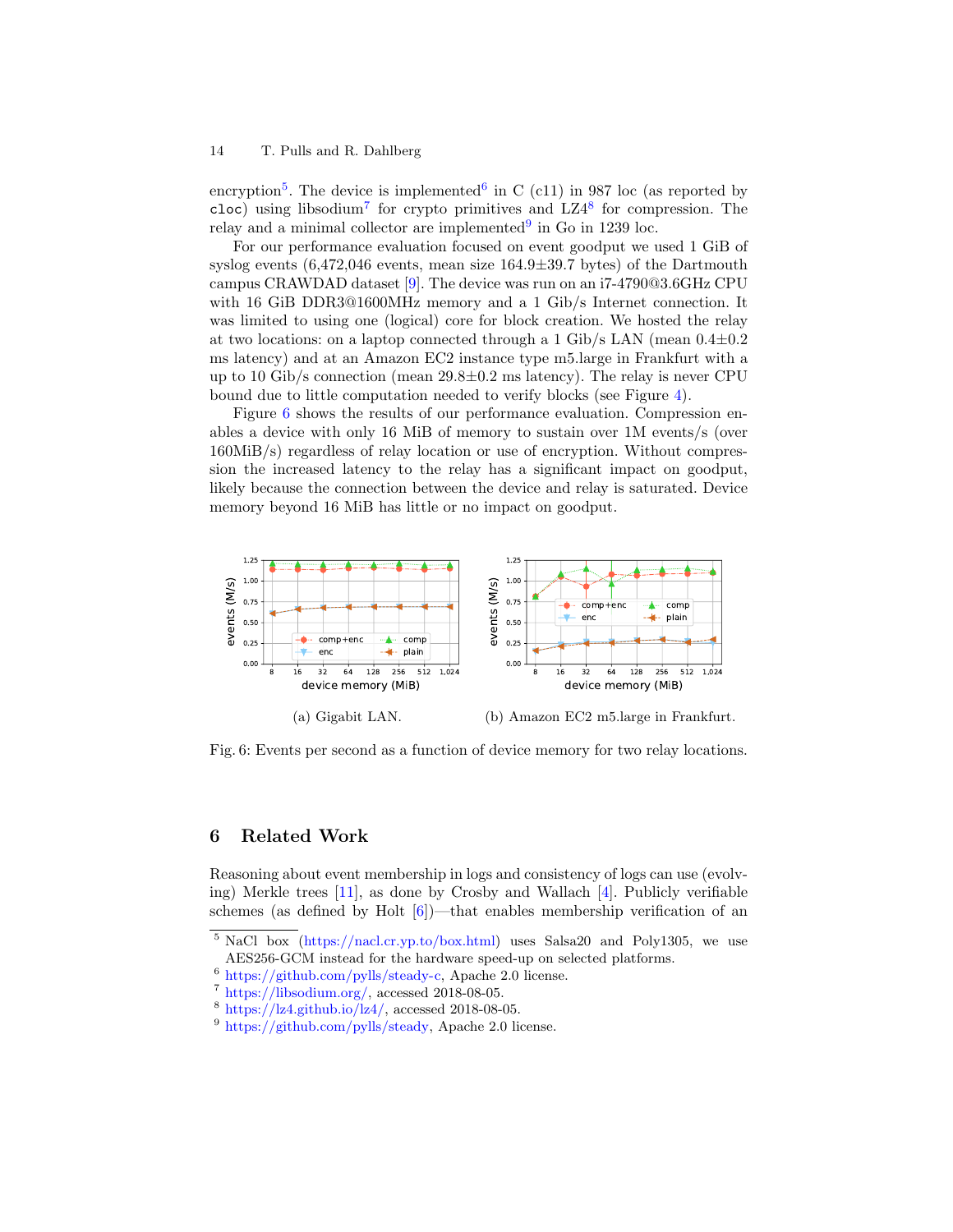encryption[5]. The device is implemented[6] in C (c11) in 987 loc (as reported by `cloc`) using libsodium[7] for crypto primitives and LZ4[8] for compression. The relay and a minimal collector are implemented[9] in Go in 1239 loc.

For our performance evaluation focused on event goodput we used 1 GiB of syslog events (6,472,046 events, mean size 164.9±39.7 bytes) of the Dartmouth campus CRAWDAD dataset [9]. The device was run on an i7-4790@3.6GHz CPU with 16 GiB DDR3@1600MHz memory and a 1 Gib/s Internet connection. It was limited to using one (logical) core for block creation. We hosted the relay at two locations: on a laptop connected through a 1 Gib/s LAN (mean 0.4±0.2 ms latency) and at an Amazon EC2 instance type m5.large in Frankfurt with a up to 10 Gib/s connection (mean 29.8±0.2 ms latency). The relay is never CPU bound due to little computation needed to verify blocks (see Figure 4).

Figure 6 shows the results of our performance evaluation. Compression enables a device with only 16 MiB of memory to sustain over 1M events/s (over 160MiB/s) regardless of relay location or use of encryption. Without compression the increased latency to the relay has a significant impact on goodput, likely because the connection between the device and relay is saturated. Device memory beyond 16 MiB has little or no impact on goodput.

(a) Gigabit LAN.

(b) Amazon EC2 m5.large in Frankfurt.

Fig. 6: Events per second as a function of device memory for two relay locations.

## 6 Related Work

Reasoning about event membership in logs and consistency of logs can use (evolving) Merkle trees [11], as done by Crosby and Wallach [4]. Publicly verifiable schemes (as defined by Holt [6])—that enables membership verification of an

[5] NaCl box (https://nacl.cr.yp.to/box.html) uses Salsa20 and Poly1305, we use AES256-GCM instead for the hardware speed-up on selected platforms.

[6] https://github.com/pylls/steady-c, Apache 2.0 license.

[7] https://libsodium.org/, accessed 2018-08-05.

[8] https://lz4.github.io/lz4/, accessed 2018-08-05.

[9] https://github.com/pylls/steady, Apache 2.0 license.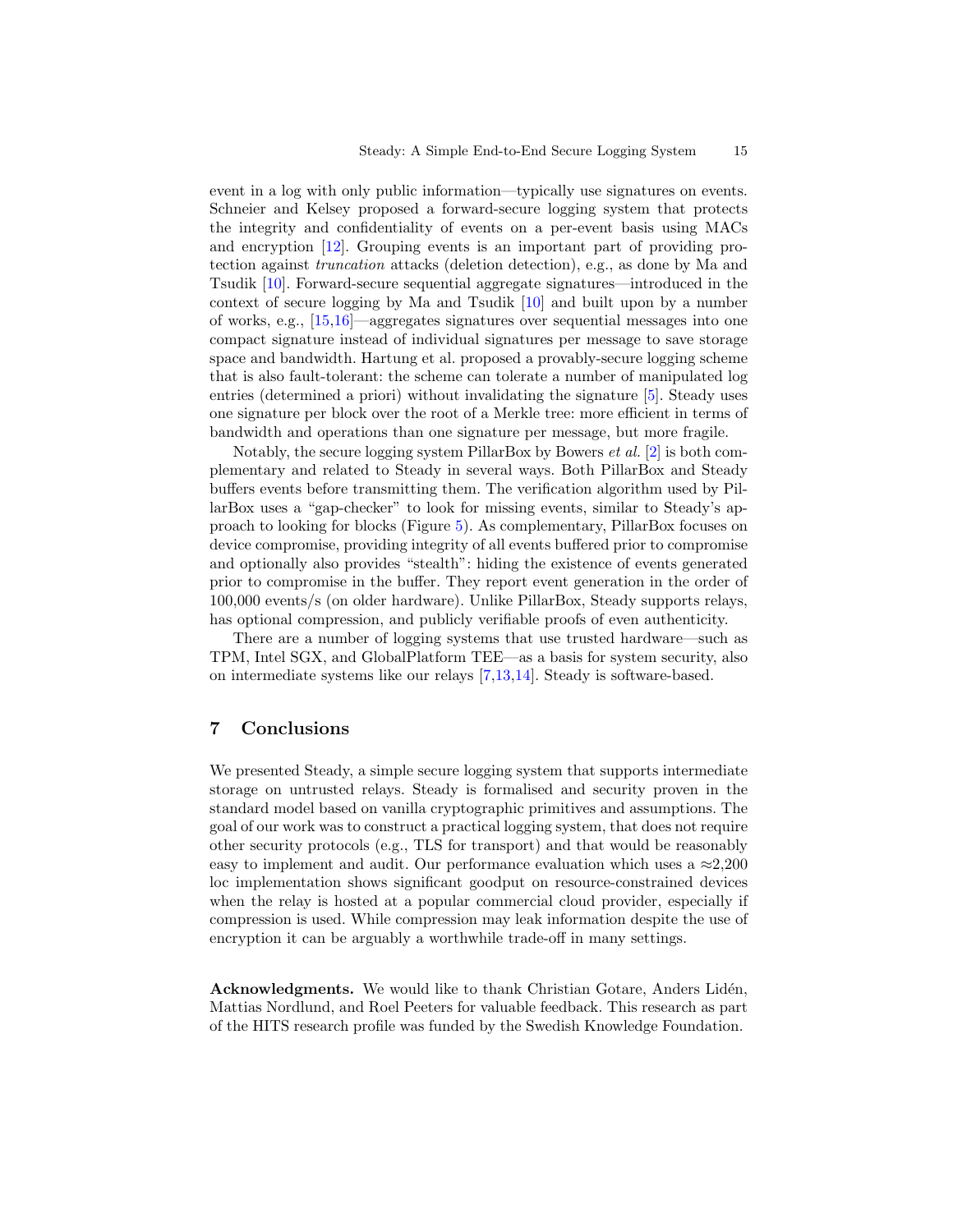event in a log with only public information—typically use signatures on events. Schneier and Kelsey proposed a forward-secure logging system that protects the integrity and confidentiality of events on a per-event basis using MACs and encryption [12]. Grouping events is an important part of providing protection against *truncation* attacks (deletion detection), e.g., as done by Ma and Tsudik [10]. Forward-secure sequential aggregate signatures—introduced in the context of secure logging by Ma and Tsudik [10] and built upon by a number of works, e.g., [15,16]—aggregates signatures over sequential messages into one compact signature instead of individual signatures per message to save storage space and bandwidth. Hartung et al. proposed a provably-secure logging scheme that is also fault-tolerant: the scheme can tolerate a number of manipulated log entries (determined a priori) without invalidating the signature [5]. Steady uses one signature per block over the root of a Merkle tree: more efficient in terms of bandwidth and operations than one signature per message, but more fragile.

Notably, the secure logging system PillarBox by Bowers *et al.* [2] is both complementary and related to Steady in several ways. Both PillarBox and Steady buffers events before transmitting them. The verification algorithm used by PillarBox uses a "gap-checker" to look for missing events, similar to Steady's approach to looking for blocks (Figure 5). As complementary, PillarBox focuses on device compromise, providing integrity of all events buffered prior to compromise and optionally also provides "stealth": hiding the existence of events generated prior to compromise in the buffer. They report event generation in the order of 100,000 events/s (on older hardware). Unlike PillarBox, Steady supports relays, has optional compression, and publicly verifiable proofs of even authenticity.

There are a number of logging systems that use trusted hardware—such as TPM, Intel SGX, and GlobalPlatform TEE—as a basis for system security, also on intermediate systems like our relays [7,13,14]. Steady is software-based.

## 7 Conclusions

We presented Steady, a simple secure logging system that supports intermediate storage on untrusted relays. Steady is formalised and security proven in the standard model based on vanilla cryptographic primitives and assumptions. The goal of our work was to construct a practical logging system, that does not require other security protocols (e.g., TLS for transport) and that would be reasonably easy to implement and audit. Our performance evaluation which uses a ≈2,200 loc implementation shows significant goodput on resource-constrained devices when the relay is hosted at a popular commercial cloud provider, especially if compression is used. While compression may leak information despite the use of encryption it can be arguably a worthwhile trade-off in many settings.

**Acknowledgments.** We would like to thank Christian Gotare, Anders Lidén, Mattias Nordlund, and Roel Peeters for valuable feedback. This research as part of the HITS research profile was funded by the Swedish Knowledge Foundation.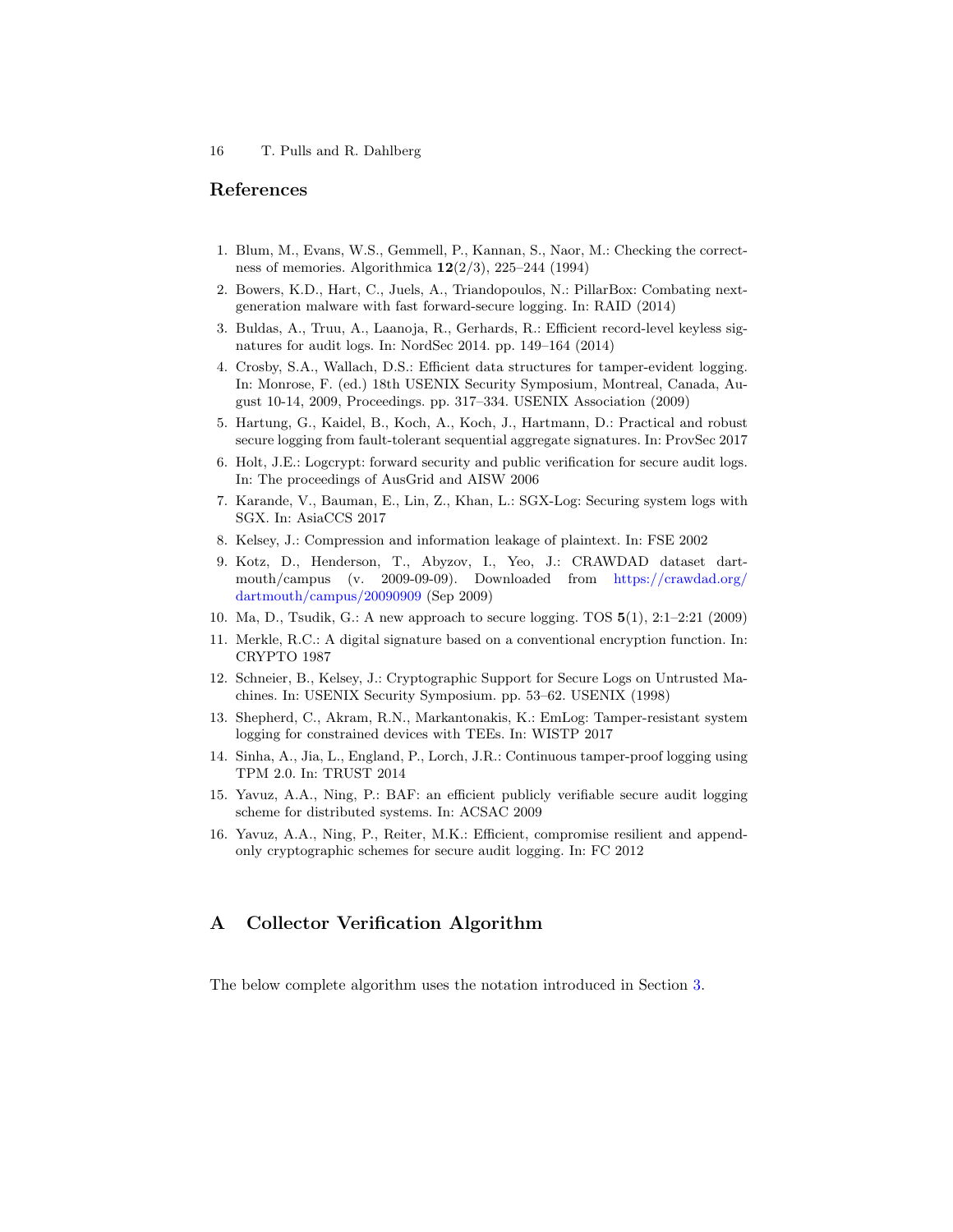## References

1. Blum, M., Evans, W.S., Gemmell, P., Kannan, S., Naor, M.: Checking the correctness of memories. Algorithmica **12**(2/3), 225–244 (1994)
2. Bowers, K.D., Hart, C., Juels, A., Triandopoulos, N.: PillarBox: Combating next-generation malware with fast forward-secure logging. In: RAID (2014)
3. Buldas, A., Truu, A., Laanoja, R., Gerhards, R.: Efficient record-level keyless signatures for audit logs. In: NordSec 2014. pp. 149–164 (2014)
4. Crosby, S.A., Wallach, D.S.: Efficient data structures for tamper-evident logging. In: Monrose, F. (ed.) 18th USENIX Security Symposium, Montreal, Canada, August 10-14, 2009, Proceedings. pp. 317–334. USENIX Association (2009)
5. Hartung, G., Kaidel, B., Koch, A., Koch, J., Hartmann, D.: Practical and robust secure logging from fault-tolerant sequential aggregate signatures. In: ProvSec 2017
6. Holt, J.E.: Logcrypt: forward security and public verification for secure audit logs. In: The proceedings of AusGrid and AISW 2006
7. Karande, V., Bauman, E., Lin, Z., Khan, L.: SGX-Log: Securing system logs with SGX. In: AsiaCCS 2017
8. Kelsey, J.: Compression and information leakage of plaintext. In: FSE 2002
9. Kotz, D., Henderson, T., Abyzov, I., Yeo, J.: CRAWDAD dataset dartmouth/campus (v. 2009-09-09). Downloaded from https://crawdad.org/dartmouth/campus/20090909 (Sep 2009)
10. Ma, D., Tsudik, G.: A new approach to secure logging. TOS **5**(1), 2:1–2:21 (2009)
11. Merkle, R.C.: A digital signature based on a conventional encryption function. In: CRYPTO 1987
12. Schneier, B., Kelsey, J.: Cryptographic Support for Secure Logs on Untrusted Machines. In: USENIX Security Symposium. pp. 53–62. USENIX (1998)
13. Shepherd, C., Akram, R.N., Markantonakis, K.: EmLog: Tamper-resistant system logging for constrained devices with TEEs. In: WISTP 2017
14. Sinha, A., Jia, L., England, P., Lorch, J.R.: Continuous tamper-proof logging using TPM 2.0. In: TRUST 2014
15. Yavuz, A.A., Ning, P.: BAF: an efficient publicly verifiable secure audit logging scheme for distributed systems. In: ACSAC 2009
16. Yavuz, A.A., Ning, P., Reiter, M.K.: Efficient, compromise resilient and append-only cryptographic schemes for secure audit logging. In: FC 2012

## A Collector Verification Algorithm

The below complete algorithm uses the notation introduced in Section 3.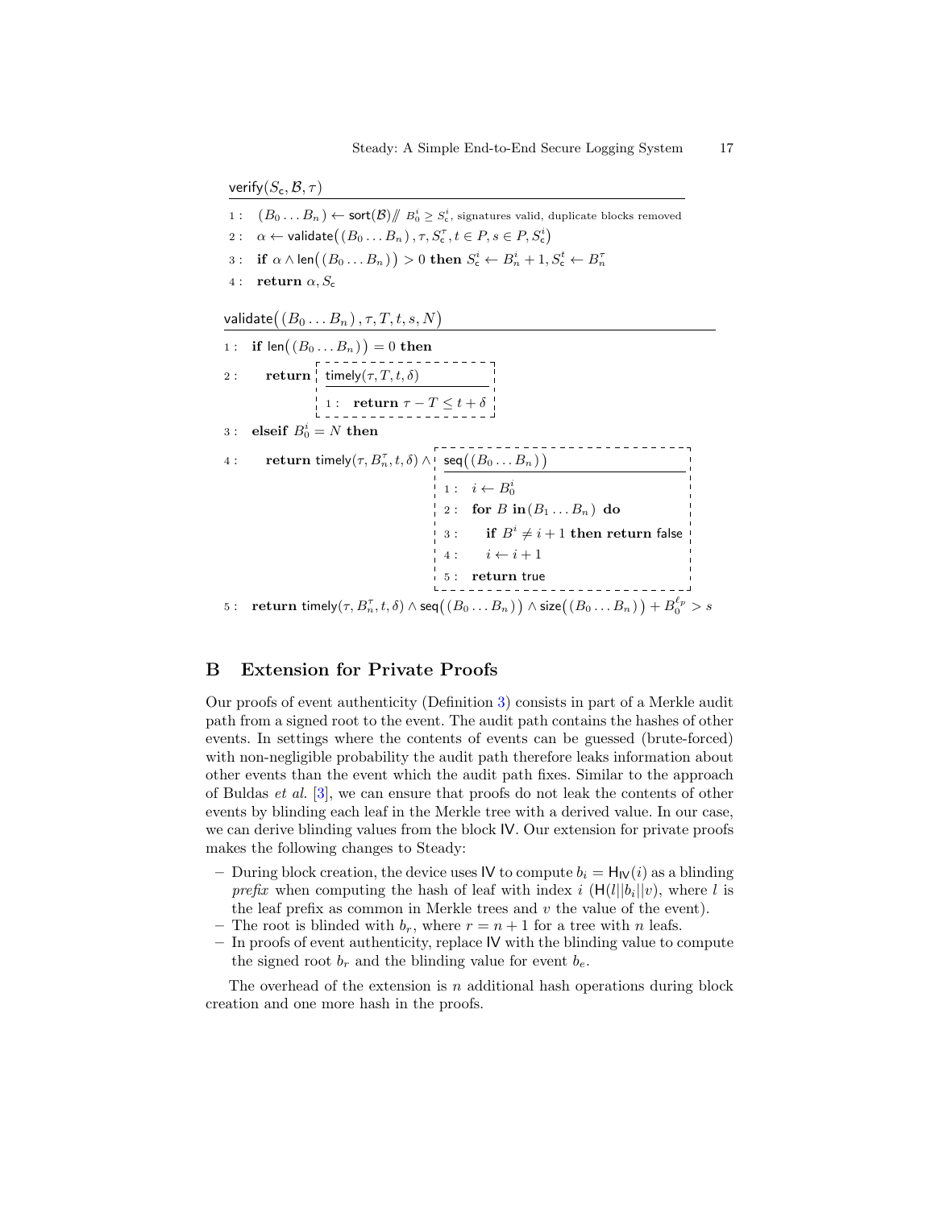```
verify(S_c, B, τ)
1 :  (B_0 ... B_n) ← sort(B) // B_0^i ≥ S_c^i, signatures valid, duplicate blocks removed
2 :  α ← validate((B_0 ... B_n), τ, S_c^τ, t ∈ P, s ∈ P, S_c^i)
3 :  if α ∧ len((B_0 ... B_n)) > 0 then S_c^i ← B_n^i + 1, S_c^t ← B_n^τ
4 :  return α, S_c
```

```
validate((B_0 ... B_n), τ, T, t, s, N)
1 :  if len((B_0 ... B_n)) = 0 then
2 :      return  timely(τ, T, t, δ)
                 1 :  return τ − T ≤ t + δ
3 :  elseif B_0^i = N then
4 :      return timely(τ, B_n^τ, t, δ) ∧  seq((B_0 ... B_n))
                                          1 :  i ← B_0^i
                                          2 :  for B in(B_1 ... B_n) do
                                          3 :      if B^i ≠ i + 1 then return false
                                          4 :      i ← i + 1
                                          5 :  return true
5 :  return timely(τ, B_n^τ, t, δ) ∧ seq((B_0 ... B_n)) ∧ size((B_0 ... B_n)) + B_0^{ℓ_p} > s
```

## B Extension for Private Proofs

Our proofs of event authenticity (Definition 3) consists in part of a Merkle audit path from a signed root to the event. The audit path contains the hashes of other events. In settings where the contents of events can be guessed (brute-forced) with non-negligible probability the audit path therefore leaks information about other events than the event which the audit path fixes. Similar to the approach of Buldas *et al.* [3], we can ensure that proofs do not leak the contents of other events by blinding each leaf in the Merkle tree with a derived value. In our case, we can derive blinding values from the block IV. Our extension for private proofs makes the following changes to Steady:

- During block creation, the device uses IV to compute $b_i = \mathsf{H}_{\mathsf{IV}}(i)$ as a blinding *prefix* when computing the hash of leaf with index $i$ ($\mathsf{H}(l||b_i||v)$, where $l$ is the leaf prefix as common in Merkle trees and $v$ the value of the event).
- The root is blinded with $b_r$, where $r = n+1$ for a tree with $n$ leafs.
- In proofs of event authenticity, replace IV with the blinding value to compute the signed root $b_r$ and the blinding value for event $b_e$.

The overhead of the extension is $n$ additional hash operations during block creation and one more hash in the proofs.